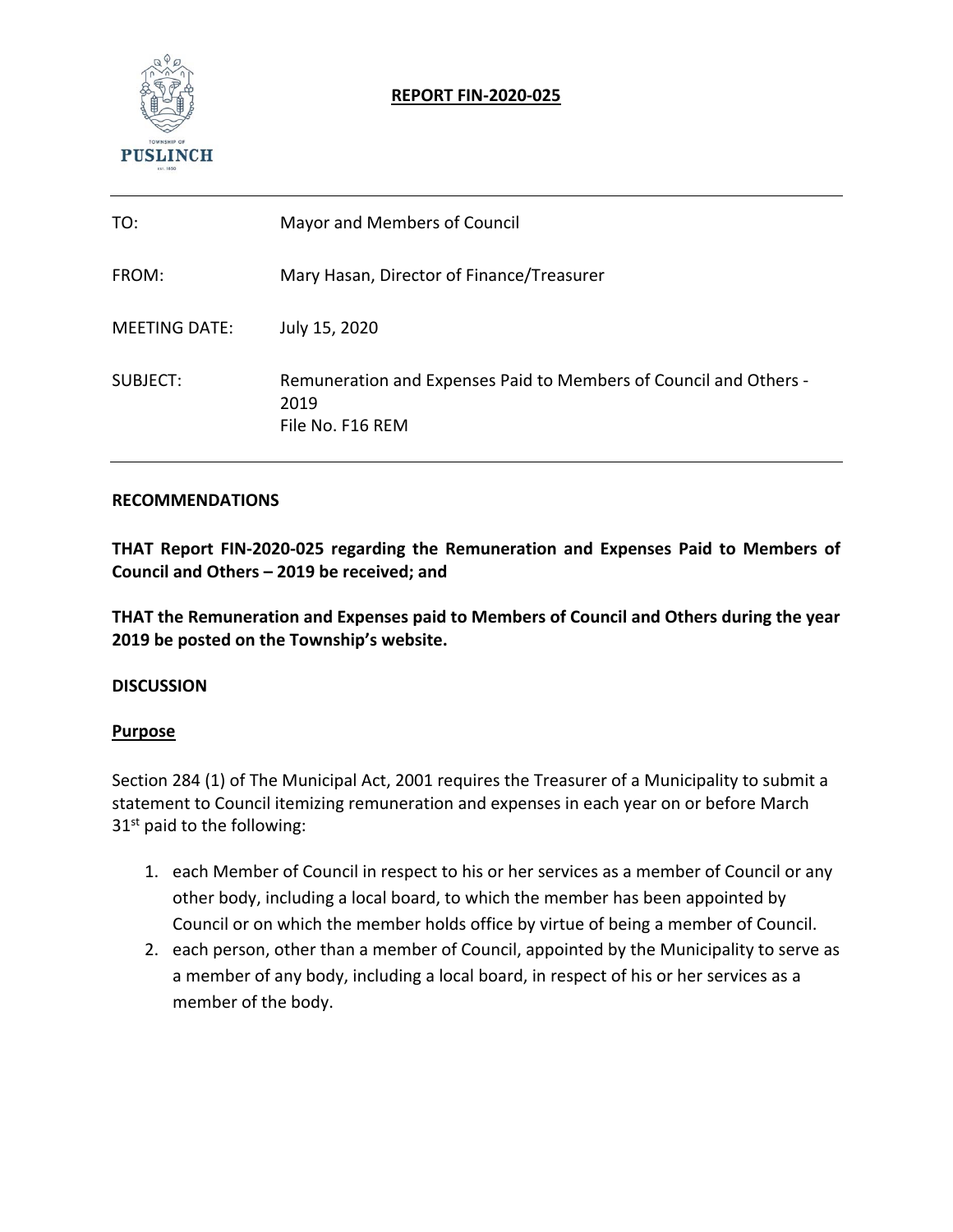# REPORT FIN-2020-025

| | |
|---|---|
| TO: | Mayor and Members of Council |
| FROM: | Mary Hasan, Director of Finance/Treasurer |
| MEETING DATE: | July 15, 2020 |
| SUBJECT: | Remuneration and Expenses Paid to Members of Council and Others - 2019<br>File No. F16 REM |

## RECOMMENDATIONS

**THAT Report FIN-2020-025 regarding the Remuneration and Expenses Paid to Members of Council and Others – 2019 be received; and**

**THAT the Remuneration and Expenses paid to Members of Council and Others during the year 2019 be posted on the Township's website.**

## DISCUSSION

### Purpose

Section 284 (1) of The Municipal Act, 2001 requires the Treasurer of a Municipality to submit a statement to Council itemizing remuneration and expenses in each year on or before March 31st paid to the following:

1. each Member of Council in respect to his or her services as a member of Council or any other body, including a local board, to which the member has been appointed by Council or on which the member holds office by virtue of being a member of Council.
2. each person, other than a member of Council, appointed by the Municipality to serve as a member of any body, including a local board, in respect of his or her services as a member of the body.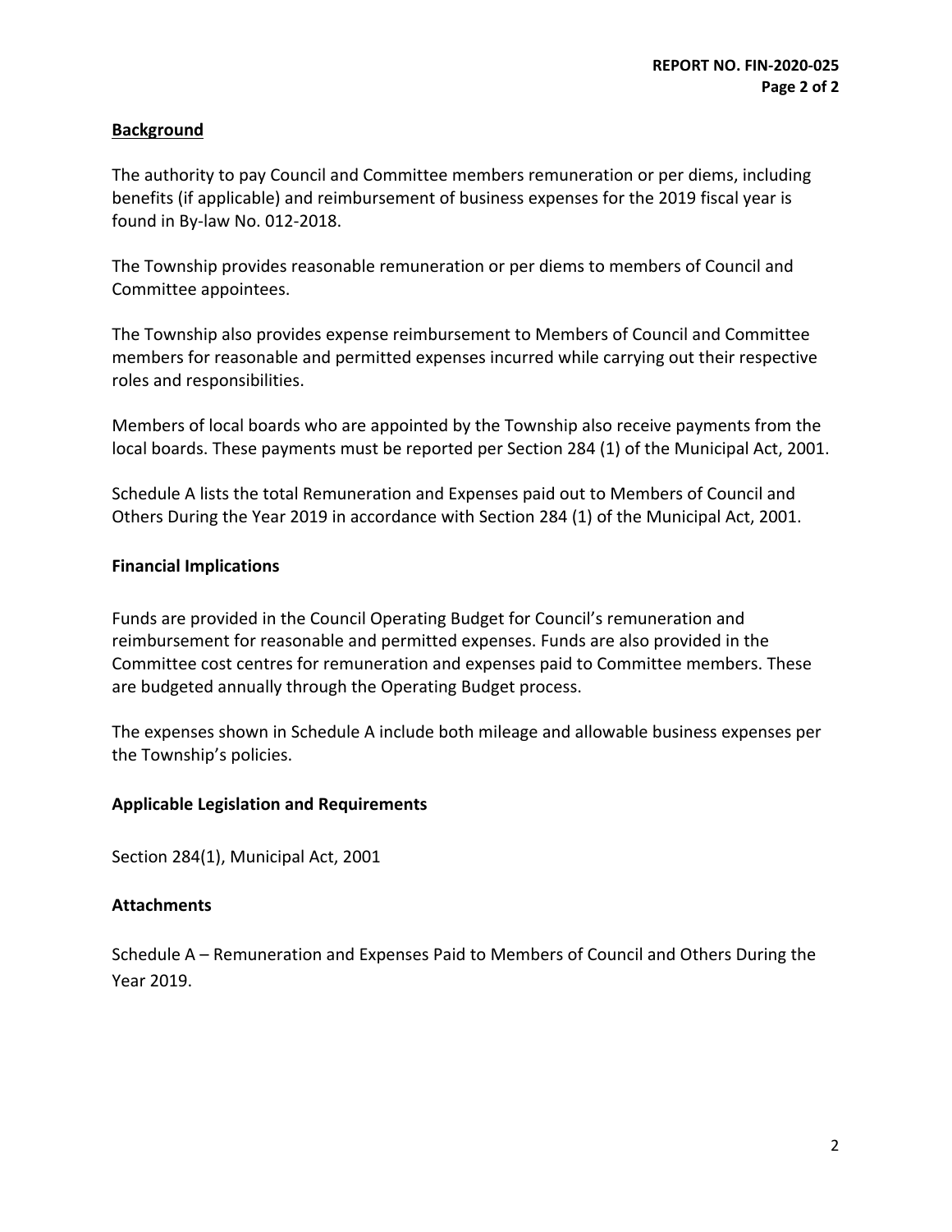## Background

The authority to pay Council and Committee members remuneration or per diems, including benefits (if applicable) and reimbursement of business expenses for the 2019 fiscal year is found in By-law No. 012-2018.

The Township provides reasonable remuneration or per diems to members of Council and Committee appointees.

The Township also provides expense reimbursement to Members of Council and Committee members for reasonable and permitted expenses incurred while carrying out their respective roles and responsibilities.

Members of local boards who are appointed by the Township also receive payments from the local boards. These payments must be reported per Section 284 (1) of the Municipal Act, 2001.

Schedule A lists the total Remuneration and Expenses paid out to Members of Council and Others During the Year 2019 in accordance with Section 284 (1) of the Municipal Act, 2001.

## Financial Implications

Funds are provided in the Council Operating Budget for Council's remuneration and reimbursement for reasonable and permitted expenses. Funds are also provided in the Committee cost centres for remuneration and expenses paid to Committee members. These are budgeted annually through the Operating Budget process.

The expenses shown in Schedule A include both mileage and allowable business expenses per the Township's policies.

## Applicable Legislation and Requirements

Section 284(1), Municipal Act, 2001

## Attachments

Schedule A – Remuneration and Expenses Paid to Members of Council and Others During the Year 2019.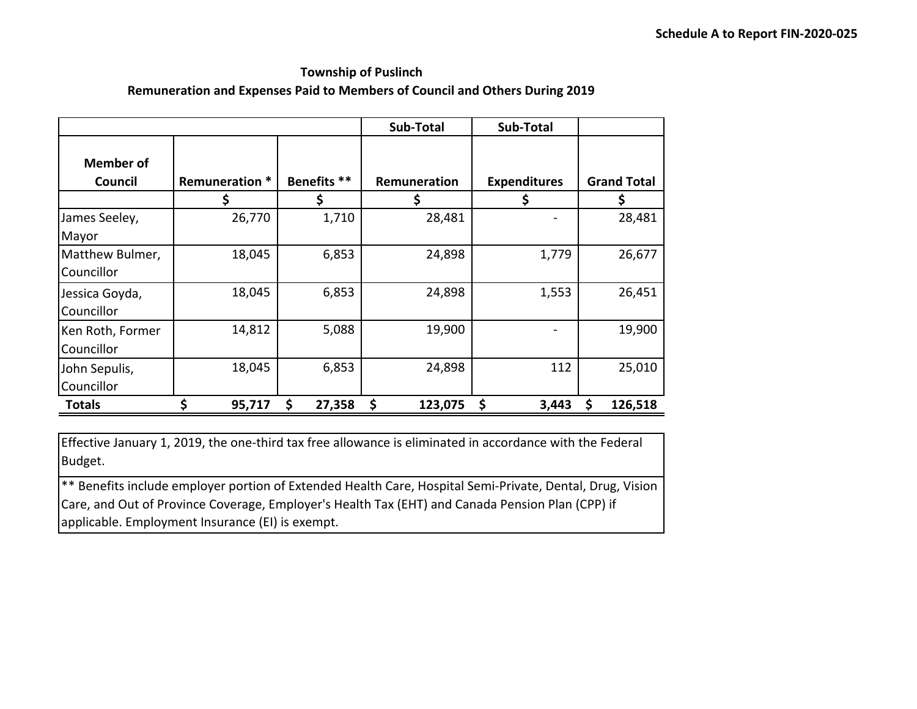Schedule A to Report FIN-2020-025

## Township of Puslinch
### Remuneration and Expenses Paid to Members of Council and Others During 2019

| | | | Sub-Total | Sub-Total | |
|---|---|---|---|---|---|
| **Member of Council** | **Remuneration *** | **Benefits **** | **Remuneration** | **Expenditures** | **Grand Total** |
| | $ | $ | $ | $ | $ |
| James Seeley, Mayor | 26,770 | 1,710 | 28,481 | - | 28,481 |
| Matthew Bulmer, Councillor | 18,045 | 6,853 | 24,898 | 1,779 | 26,677 |
| Jessica Goyda, Councillor | 18,045 | 6,853 | 24,898 | 1,553 | 26,451 |
| Ken Roth, Former Councillor | 14,812 | 5,088 | 19,900 | - | 19,900 |
| John Sepulis, Councillor | 18,045 | 6,853 | 24,898 | 112 | 25,010 |
| **Totals** | **$ 95,717** | **$ 27,358** | **$ 123,075** | **$ 3,443** | **$ 126,518** |

Effective January 1, 2019, the one-third tax free allowance is eliminated in accordance with the Federal Budget.

** Benefits include employer portion of Extended Health Care, Hospital Semi-Private, Dental, Drug, Vision Care, and Out of Province Coverage, Employer's Health Tax (EHT) and Canada Pension Plan (CPP) if applicable. Employment Insurance (EI) is exempt.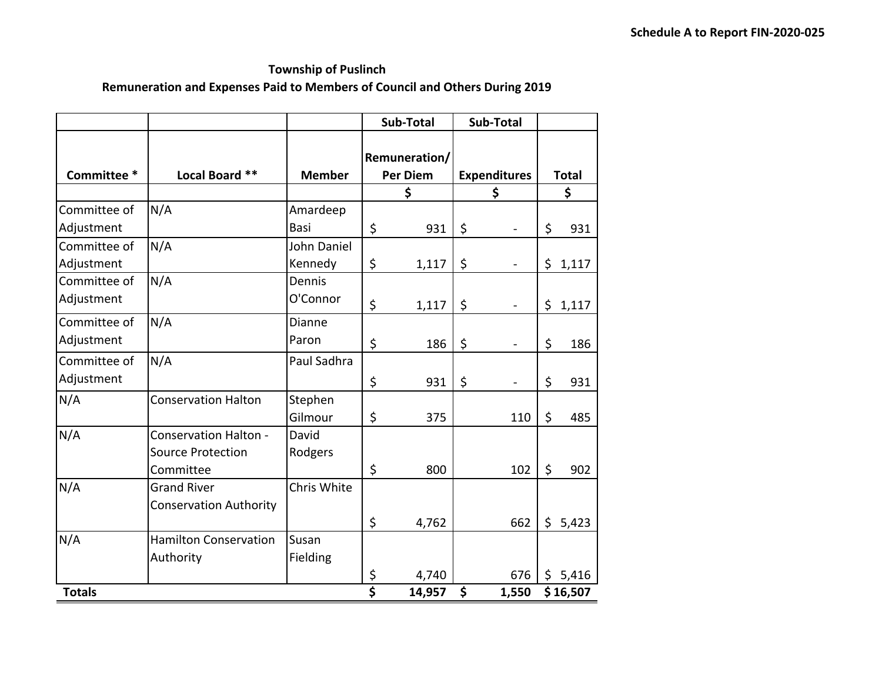**Schedule A to Report FIN-2020-025**

**Township of Puslinch**
**Remuneration and Expenses Paid to Members of Council and Others During 2019**

| | | | Sub-Total | Sub-Total | |
|---|---|---|---|---|---|
| **Committee *** | **Local Board **** | **Member** | **Remuneration/ Per Diem** | **Expenditures** | **Total** |
| | | | **$** | **$** | **$** |
| Committee of Adjustment | N/A | Amardeep Basi | $ 931 | $ - | $ 931 |
| Committee of Adjustment | N/A | John Daniel Kennedy | $ 1,117 | $ - | $ 1,117 |
| Committee of Adjustment | N/A | Dennis O'Connor | $ 1,117 | $ - | $ 1,117 |
| Committee of Adjustment | N/A | Dianne Paron | $ 186 | $ - | $ 186 |
| Committee of Adjustment | N/A | Paul Sadhra | $ 931 | $ - | $ 931 |
| N/A | Conservation Halton | Stephen Gilmour | $ 375 | 110 | $ 485 |
| N/A | Conservation Halton - Source Protection Committee | David Rodgers | $ 800 | 102 | $ 902 |
| N/A | Grand River Conservation Authority | Chris White | $ 4,762 | 662 | $ 5,423 |
| N/A | Hamilton Conservation Authority | Susan Fielding | $ 4,740 | 676 | $ 5,416 |
| **Totals** | | | **$ 14,957** | **$ 1,550** | **$ 16,507** |